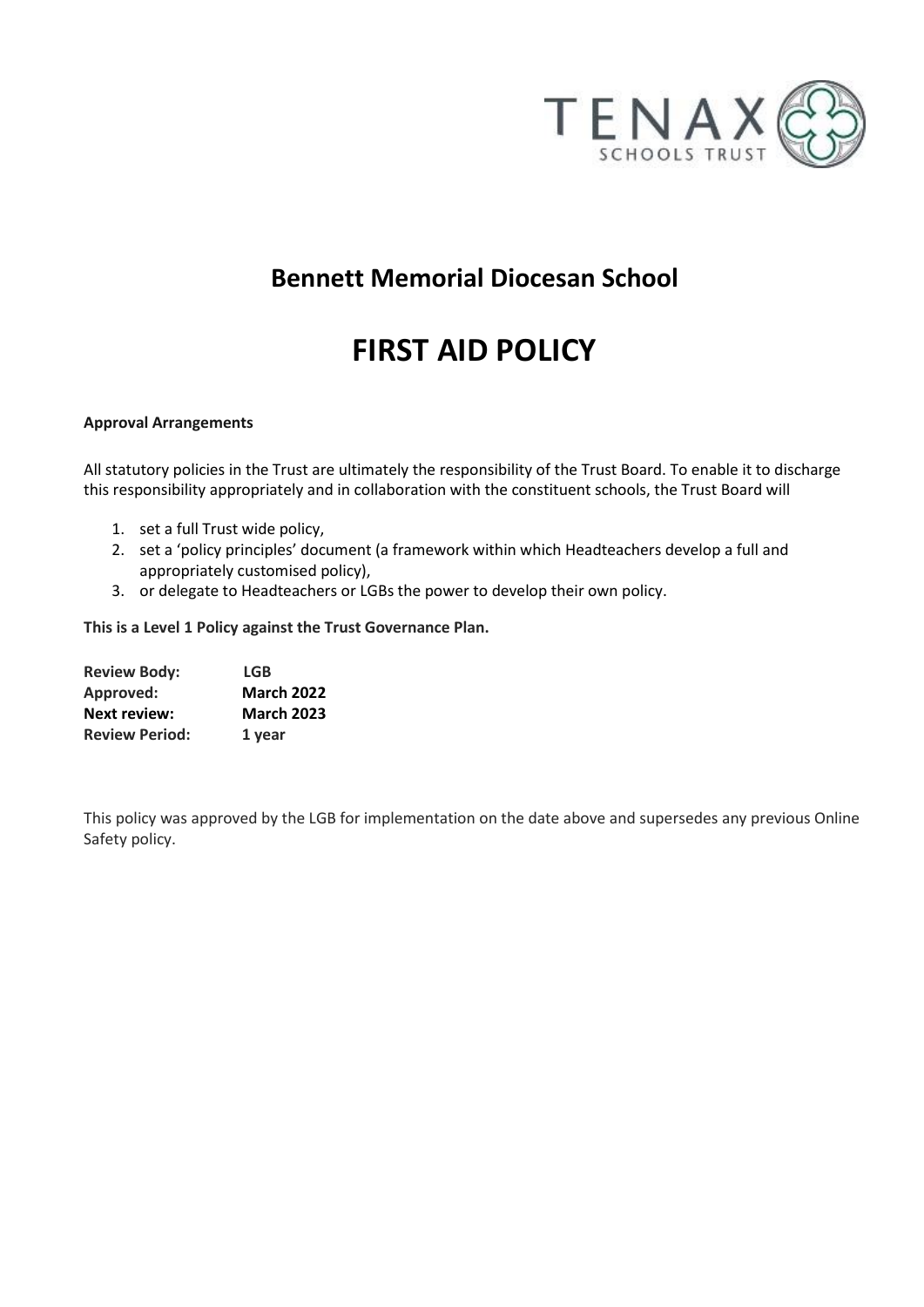# Bennett Memorial Diocesan School

# FIRST AID POLICY

**Approval Arrangements**

All statutory policies in the Trust are ultimately the responsibility of the Trust Board. To enable it to discharge this responsibility appropriately and in collaboration with the constituent schools, the Trust Board will

1. set a full Trust wide policy,
2. set a 'policy principles' document (a framework within which Headteachers develop a full and appropriately customised policy),
3. or delegate to Headteachers or LGBs the power to develop their own policy.

**This is a Level 1 Policy against the Trust Governance Plan.**

**Review Body:** **LGB**
**Approved:** **March 2022**
**Next review:** **March 2023**
**Review Period:** **1 year**

This policy was approved by the LGB for implementation on the date above and supersedes any previous Online Safety policy.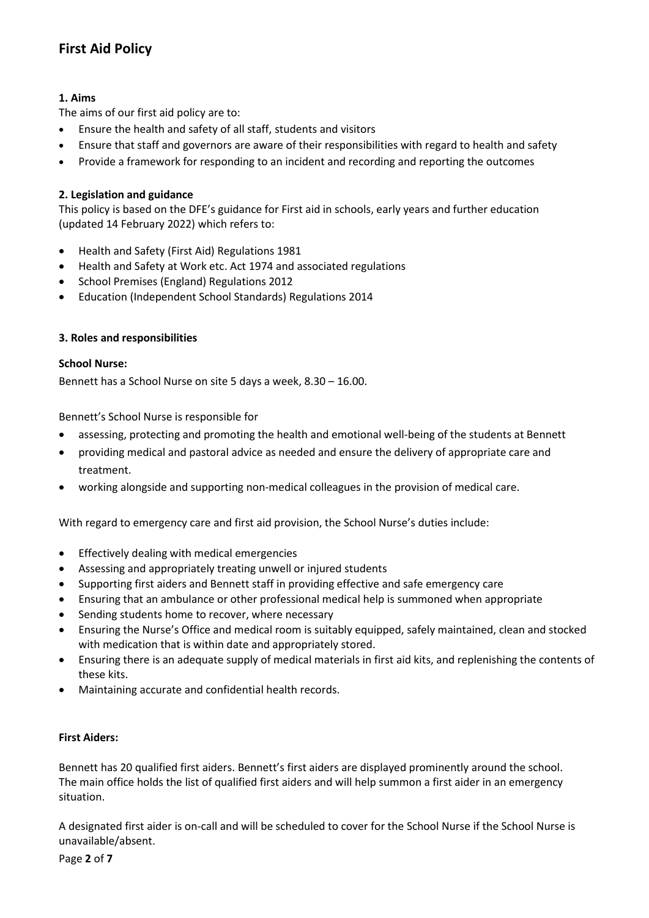# First Aid Policy

### 1. Aims

The aims of our first aid policy are to:

- Ensure the health and safety of all staff, students and visitors
- Ensure that staff and governors are aware of their responsibilities with regard to health and safety
- Provide a framework for responding to an incident and recording and reporting the outcomes

### 2. Legislation and guidance

This policy is based on the DFE's guidance for First aid in schools, early years and further education (updated 14 February 2022) which refers to:

- Health and Safety (First Aid) Regulations 1981
- Health and Safety at Work etc. Act 1974 and associated regulations
- School Premises (England) Regulations 2012
- Education (Independent School Standards) Regulations 2014

### 3. Roles and responsibilities

**School Nurse:**

Bennett has a School Nurse on site 5 days a week, 8.30 – 16.00.

Bennett's School Nurse is responsible for

- assessing, protecting and promoting the health and emotional well-being of the students at Bennett
- providing medical and pastoral advice as needed and ensure the delivery of appropriate care and treatment.
- working alongside and supporting non-medical colleagues in the provision of medical care.

With regard to emergency care and first aid provision, the School Nurse's duties include:

- Effectively dealing with medical emergencies
- Assessing and appropriately treating unwell or injured students
- Supporting first aiders and Bennett staff in providing effective and safe emergency care
- Ensuring that an ambulance or other professional medical help is summoned when appropriate
- Sending students home to recover, where necessary
- Ensuring the Nurse's Office and medical room is suitably equipped, safely maintained, clean and stocked with medication that is within date and appropriately stored.
- Ensuring there is an adequate supply of medical materials in first aid kits, and replenishing the contents of these kits.
- Maintaining accurate and confidential health records.

**First Aiders:**

Bennett has 20 qualified first aiders. Bennett's first aiders are displayed prominently around the school. The main office holds the list of qualified first aiders and will help summon a first aider in an emergency situation.

A designated first aider is on-call and will be scheduled to cover for the School Nurse if the School Nurse is unavailable/absent.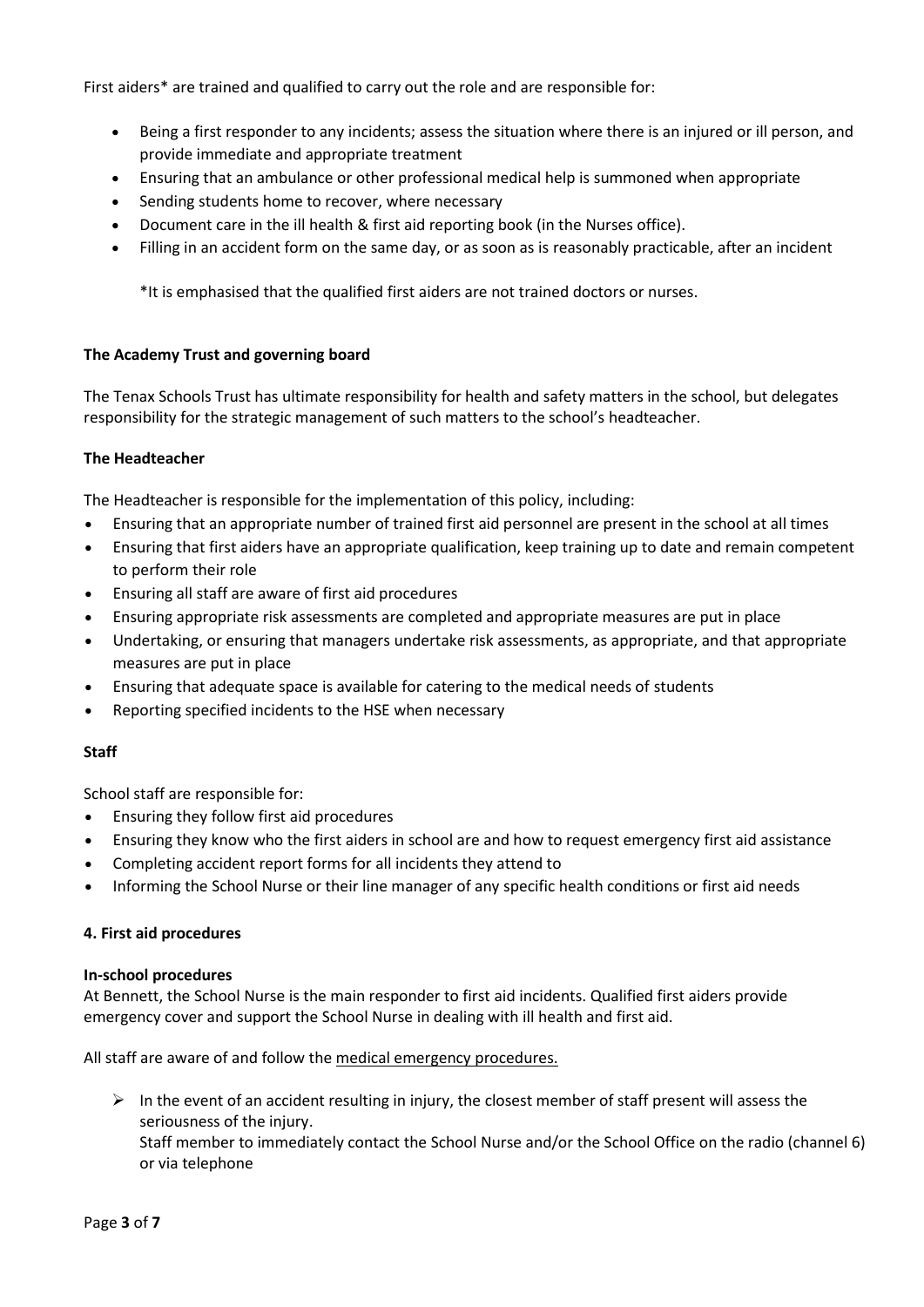First aiders* are trained and qualified to carry out the role and are responsible for:

- Being a first responder to any incidents; assess the situation where there is an injured or ill person, and provide immediate and appropriate treatment
- Ensuring that an ambulance or other professional medical help is summoned when appropriate
- Sending students home to recover, where necessary
- Document care in the ill health & first aid reporting book (in the Nurses office).
- Filling in an accident form on the same day, or as soon as is reasonably practicable, after an incident

*It is emphasised that the qualified first aiders are not trained doctors or nurses.

**The Academy Trust and governing board**

The Tenax Schools Trust has ultimate responsibility for health and safety matters in the school, but delegates responsibility for the strategic management of such matters to the school's headteacher.

**The Headteacher**

The Headteacher is responsible for the implementation of this policy, including:

- Ensuring that an appropriate number of trained first aid personnel are present in the school at all times
- Ensuring that first aiders have an appropriate qualification, keep training up to date and remain competent to perform their role
- Ensuring all staff are aware of first aid procedures
- Ensuring appropriate risk assessments are completed and appropriate measures are put in place
- Undertaking, or ensuring that managers undertake risk assessments, as appropriate, and that appropriate measures are put in place
- Ensuring that adequate space is available for catering to the medical needs of students
- Reporting specified incidents to the HSE when necessary

**Staff**

School staff are responsible for:

- Ensuring they follow first aid procedures
- Ensuring they know who the first aiders in school are and how to request emergency first aid assistance
- Completing accident report forms for all incidents they attend to
- Informing the School Nurse or their line manager of any specific health conditions or first aid needs

## 4. First aid procedures

**In-school procedures**

At Bennett, the School Nurse is the main responder to first aid incidents. Qualified first aiders provide emergency cover and support the School Nurse in dealing with ill health and first aid.

All staff are aware of and follow the medical emergency procedures.

- In the event of an accident resulting in injury, the closest member of staff present will assess the seriousness of the injury.
  Staff member to immediately contact the School Nurse and/or the School Office on the radio (channel 6) or via telephone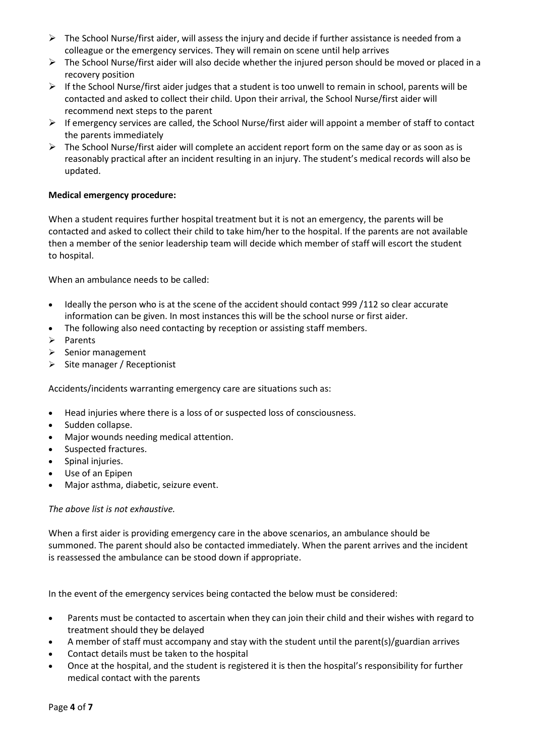- The School Nurse/first aider, will assess the injury and decide if further assistance is needed from a colleague or the emergency services. They will remain on scene until help arrives
- The School Nurse/first aider will also decide whether the injured person should be moved or placed in a recovery position
- If the School Nurse/first aider judges that a student is too unwell to remain in school, parents will be contacted and asked to collect their child. Upon their arrival, the School Nurse/first aider will recommend next steps to the parent
- If emergency services are called, the School Nurse/first aider will appoint a member of staff to contact the parents immediately
- The School Nurse/first aider will complete an accident report form on the same day or as soon as is reasonably practical after an incident resulting in an injury. The student's medical records will also be updated.

**Medical emergency procedure:**

When a student requires further hospital treatment but it is not an emergency, the parents will be contacted and asked to collect their child to take him/her to the hospital. If the parents are not available then a member of the senior leadership team will decide which member of staff will escort the student to hospital.

When an ambulance needs to be called:

- Ideally the person who is at the scene of the accident should contact 999 /112 so clear accurate information can be given. In most instances this will be the school nurse or first aider.
- The following also need contacting by reception or assisting staff members.
  - Parents
  - Senior management
  - Site manager / Receptionist

Accidents/incidents warranting emergency care are situations such as:

- Head injuries where there is a loss of or suspected loss of consciousness.
- Sudden collapse.
- Major wounds needing medical attention.
- Suspected fractures.
- Spinal injuries.
- Use of an Epipen
- Major asthma, diabetic, seizure event.

*The above list is not exhaustive.*

When a first aider is providing emergency care in the above scenarios, an ambulance should be summoned. The parent should also be contacted immediately. When the parent arrives and the incident is reassessed the ambulance can be stood down if appropriate.

In the event of the emergency services being contacted the below must be considered:

- Parents must be contacted to ascertain when they can join their child and their wishes with regard to treatment should they be delayed
- A member of staff must accompany and stay with the student until the parent(s)/guardian arrives
- Contact details must be taken to the hospital
- Once at the hospital, and the student is registered it is then the hospital's responsibility for further medical contact with the parents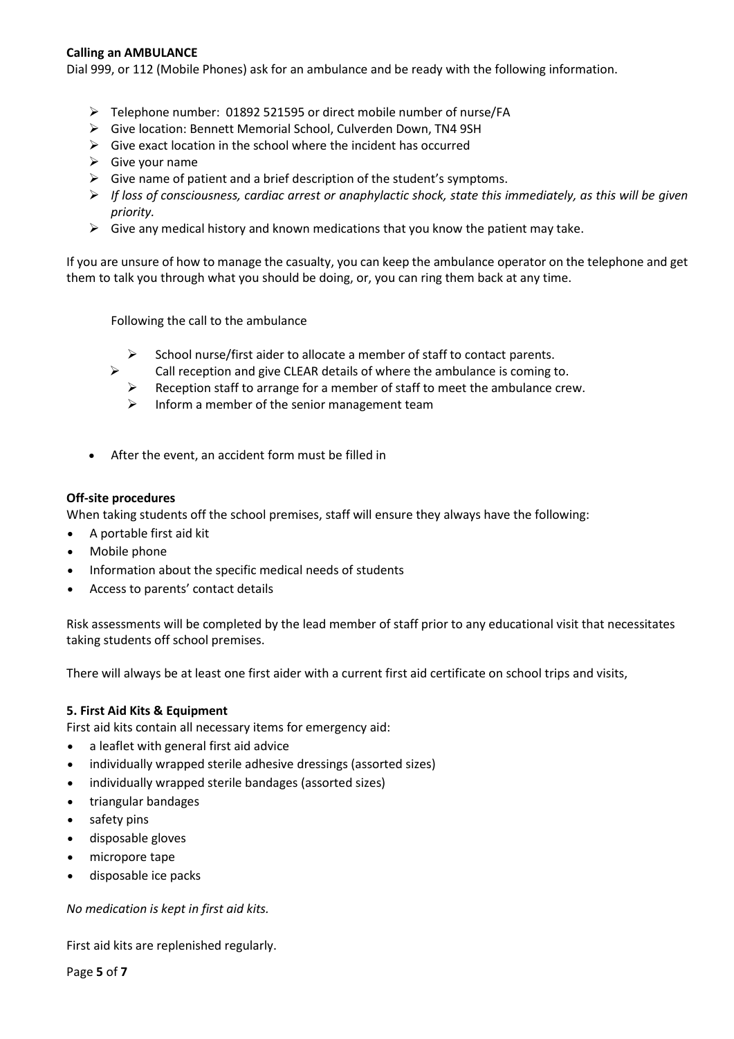**Calling an AMBULANCE**

Dial 999, or 112 (Mobile Phones) ask for an ambulance and be ready with the following information.

- Telephone number: 01892 521595 or direct mobile number of nurse/FA
- Give location: Bennett Memorial School, Culverden Down, TN4 9SH
- Give exact location in the school where the incident has occurred
- Give your name
- Give name of patient and a brief description of the student's symptoms.
- *If loss of consciousness, cardiac arrest or anaphylactic shock, state this immediately, as this will be given priority.*
- Give any medical history and known medications that you know the patient may take.

If you are unsure of how to manage the casualty, you can keep the ambulance operator on the telephone and get them to talk you through what you should be doing, or, you can ring them back at any time.

Following the call to the ambulance

- School nurse/first aider to allocate a member of staff to contact parents.
- Call reception and give CLEAR details of where the ambulance is coming to.
- Reception staff to arrange for a member of staff to meet the ambulance crew.
- Inform a member of the senior management team

- After the event, an accident form must be filled in

**Off-site procedures**

When taking students off the school premises, staff will ensure they always have the following:

- A portable first aid kit
- Mobile phone
- Information about the specific medical needs of students
- Access to parents' contact details

Risk assessments will be completed by the lead member of staff prior to any educational visit that necessitates taking students off school premises.

There will always be at least one first aider with a current first aid certificate on school trips and visits,

**5. First Aid Kits & Equipment**

First aid kits contain all necessary items for emergency aid:

- a leaflet with general first aid advice
- individually wrapped sterile adhesive dressings (assorted sizes)
- individually wrapped sterile bandages (assorted sizes)
- triangular bandages
- safety pins
- disposable gloves
- micropore tape
- disposable ice packs

*No medication is kept in first aid kits.*

First aid kits are replenished regularly.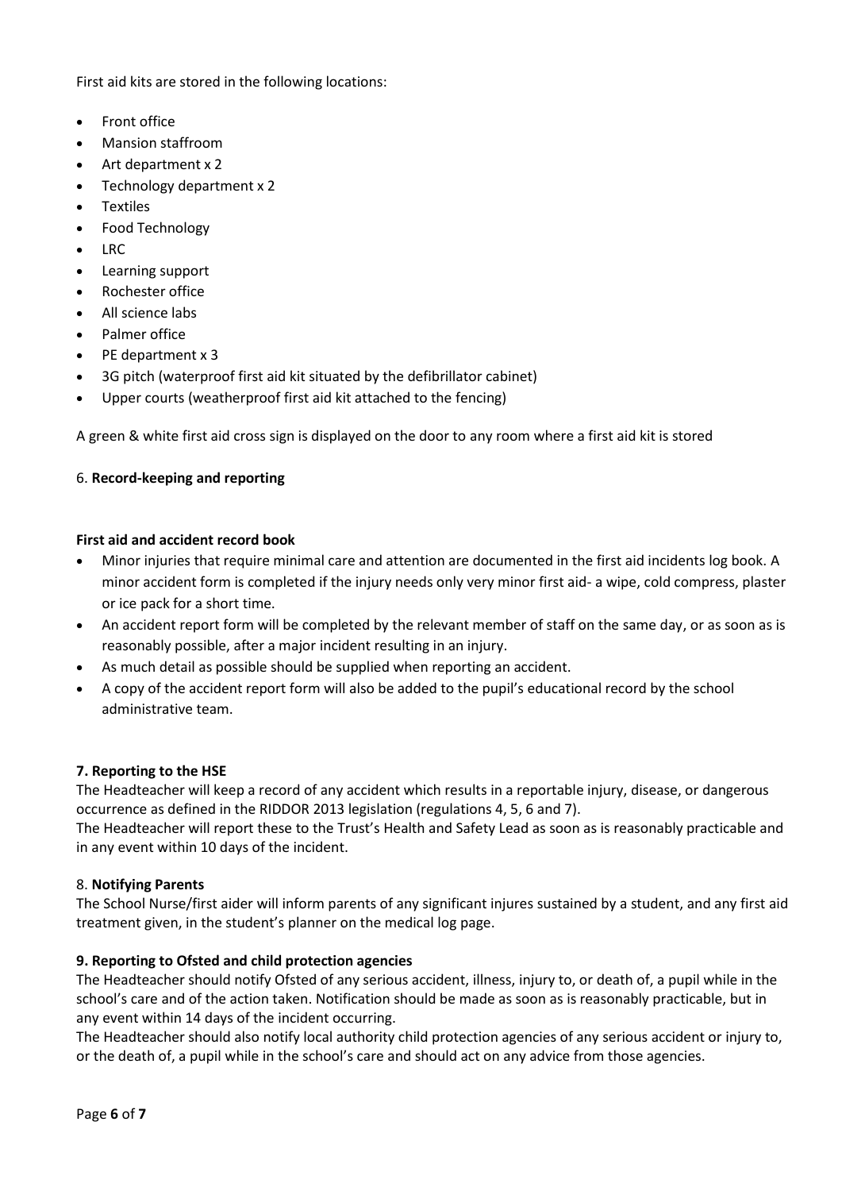First aid kits are stored in the following locations:

- Front office
- Mansion staffroom
- Art department x 2
- Technology department x 2
- Textiles
- Food Technology
- LRC
- Learning support
- Rochester office
- All science labs
- Palmer office
- PE department x 3
- 3G pitch (waterproof first aid kit situated by the defibrillator cabinet)
- Upper courts (weatherproof first aid kit attached to the fencing)

A green & white first aid cross sign is displayed on the door to any room where a first aid kit is stored

## 6. **Record-keeping and reporting**

### **First aid and accident record book**

- Minor injuries that require minimal care and attention are documented in the first aid incidents log book. A minor accident form is completed if the injury needs only very minor first aid- a wipe, cold compress, plaster or ice pack for a short time.
- An accident report form will be completed by the relevant member of staff on the same day, or as soon as is reasonably possible, after a major incident resulting in an injury.
- As much detail as possible should be supplied when reporting an accident.
- A copy of the accident report form will also be added to the pupil's educational record by the school administrative team.

## **7. Reporting to the HSE**

The Headteacher will keep a record of any accident which results in a reportable injury, disease, or dangerous occurrence as defined in the RIDDOR 2013 legislation (regulations 4, 5, 6 and 7).
The Headteacher will report these to the Trust's Health and Safety Lead as soon as is reasonably practicable and in any event within 10 days of the incident.

## 8. **Notifying Parents**

The School Nurse/first aider will inform parents of any significant injures sustained by a student, and any first aid treatment given, in the student's planner on the medical log page.

## **9. Reporting to Ofsted and child protection agencies**

The Headteacher should notify Ofsted of any serious accident, illness, injury to, or death of, a pupil while in the school's care and of the action taken. Notification should be made as soon as is reasonably practicable, but in any event within 14 days of the incident occurring.
The Headteacher should also notify local authority child protection agencies of any serious accident or injury to, or the death of, a pupil while in the school's care and should act on any advice from those agencies.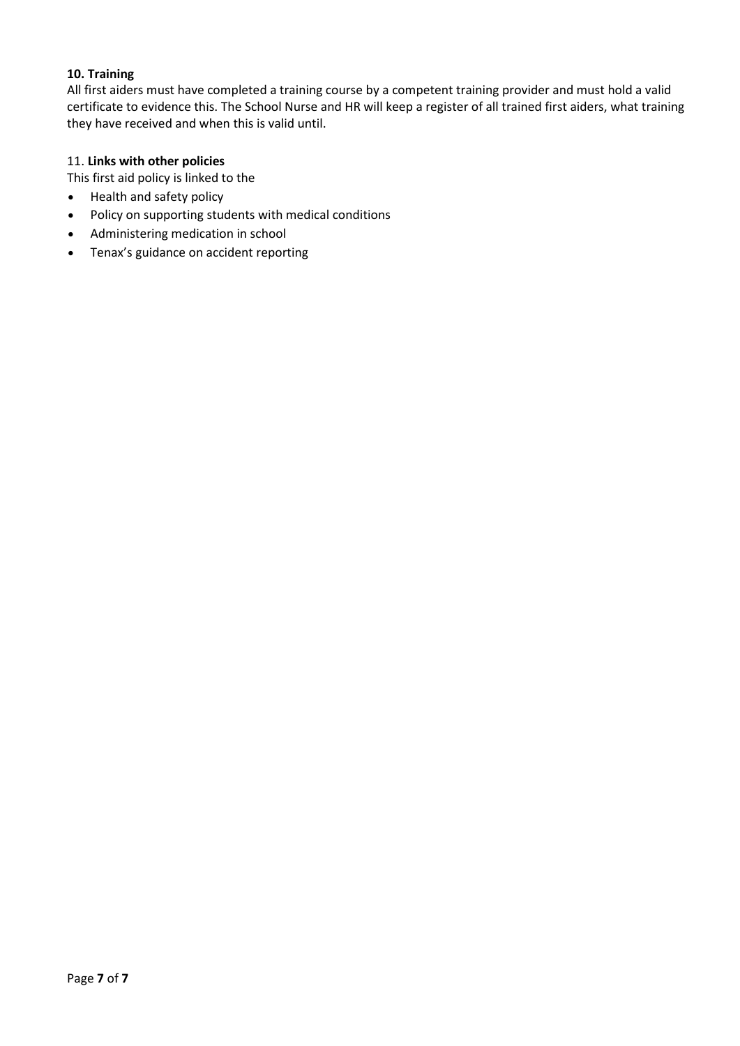**10. Training**

All first aiders must have completed a training course by a competent training provider and must hold a valid certificate to evidence this. The School Nurse and HR will keep a register of all trained first aiders, what training they have received and when this is valid until.

11. **Links with other policies**

This first aid policy is linked to the

- Health and safety policy
- Policy on supporting students with medical conditions
- Administering medication in school
- Tenax's guidance on accident reporting